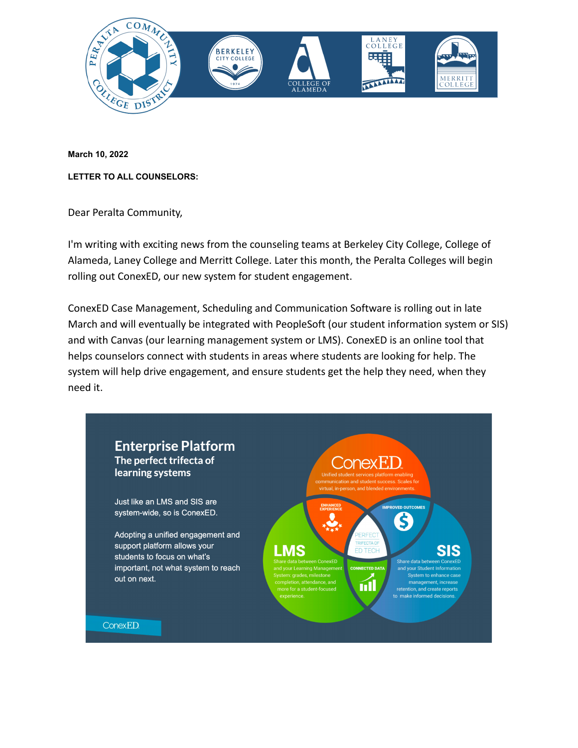March 10, 2022

**LETTER TO ALL COUNSELORS:**

Dear Peralta Community,

I'm writing with exciting news from the counseling teams at Berkeley City College, College of Alameda, Laney College and Merritt College. Later this month, the Peralta Colleges will begin rolling out ConexED, our new system for student engagement.

ConexED Case Management, Scheduling and Communication Software is rolling out in late March and will eventually be integrated with PeopleSoft (our student information system or SIS) and with Canvas (our learning management system or LMS). ConexED is an online tool that helps counselors connect with students in areas where students are looking for help. The system will help drive engagement, and ensure students get the help they need, when they need it.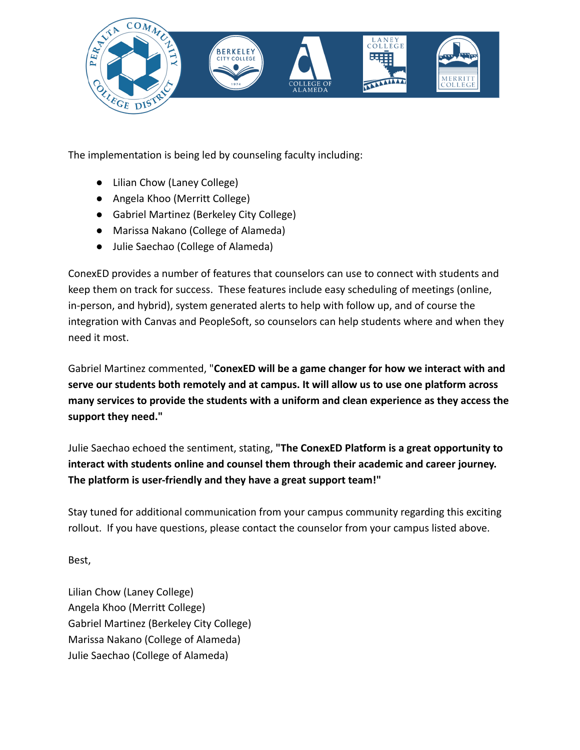The implementation is being led by counseling faculty including:

- Lilian Chow (Laney College)
- Angela Khoo (Merritt College)
- Gabriel Martinez (Berkeley City College)
- Marissa Nakano (College of Alameda)
- Julie Saechao (College of Alameda)

ConexED provides a number of features that counselors can use to connect with students and keep them on track for success. These features include easy scheduling of meetings (online, in-person, and hybrid), system generated alerts to help with follow up, and of course the integration with Canvas and PeopleSoft, so counselors can help students where and when they need it most.

Gabriel Martinez commented, "**ConexED will be a game changer for how we interact with and serve our students both remotely and at campus. It will allow us to use one platform across many services to provide the students with a uniform and clean experience as they access the support they need."**

Julie Saechao echoed the sentiment, stating, **"The ConexED Platform is a great opportunity to interact with students online and counsel them through their academic and career journey. The platform is user-friendly and they have a great support team!"**

Stay tuned for additional communication from your campus community regarding this exciting rollout. If you have questions, please contact the counselor from your campus listed above.

Best,

Lilian Chow (Laney College)
Angela Khoo (Merritt College)
Gabriel Martinez (Berkeley City College)
Marissa Nakano (College of Alameda)
Julie Saechao (College of Alameda)